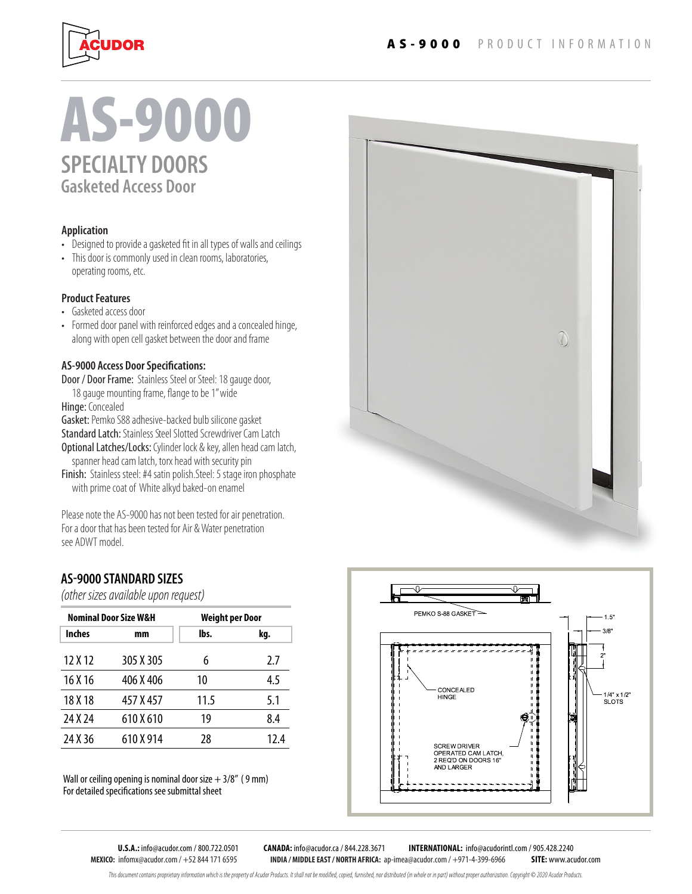# AS-9000

## SPECIALTY DOORS

### Gasketed Access Door

#### Application

- Designed to provide a gasketed fit in all types of walls and ceilings
- This door is commonly used in clean rooms, laboratories, operating rooms, etc.

#### Product Features

- Gasketed access door
- Formed door panel with reinforced edges and a concealed hinge, along with open cell gasket between the door and frame

#### AS-9000 Access Door Specifications:

**Door / Door Frame:** Stainless Steel or Steel: 18 gauge door, 18 gauge mounting frame, flange to be 1" wide
**Hinge:** Concealed
**Gasket:** Pemko S88 adhesive-backed bulb silicone gasket
**Standard Latch:** Stainless Steel Slotted Screwdriver Cam Latch
**Optional Latches/Locks:** Cylinder lock & key, allen head cam latch, spanner head cam latch, torx head with security pin
**Finish:** Stainless steel: #4 satin polish.Steel: 5 stage iron phosphate with prime coat of White alkyd baked-on enamel

Please note the AS-9000 has not been tested for air penetration. For a door that has been tested for Air & Water penetration see ADWT model.

## AS-9000 STANDARD SIZES

*(other sizes available upon request)*

| Nominal Door Size W&H | | Weight per Door | |
|---|---|---|---|
| **Inches** | **mm** | **lbs.** | **kg.** |
| 12 X 12 | 305 X 305 | 6 | 2.7 |
| 16 X 16 | 406 X 406 | 10 | 4.5 |
| 18 X 18 | 457 X 457 | 11.5 | 5.1 |
| 24 X 24 | 610 X 610 | 19 | 8.4 |
| 24 X 36 | 610 X 914 | 28 | 12.4 |

Wall or ceiling opening is nominal door size + 3/8" ( 9 mm)
For detailed specifications see submittal sheet

PEMKO S-88 GASKET
CONCEALED HINGE
SCREW DRIVER OPERATED CAM LATCH, 2 REQ'D ON DOORS 16" AND LARGER
1.5"
3/8"
2"
1/4" x 1/2" SLOTS

**U.S.A.:** info@acudor.com / 800.722.0501 **CANADA:** info@acudor.ca / 844.228.3671 **INTERNATIONAL:** info@acudorintl.com / 905.428.2240
**MEXICO:** infomx@acudor.com / +52 844 171 6595 **INDIA / MIDDLE EAST / NORTH AFRICA:** ap-imea@acudor.com / +971-4-399-6966 **SITE:** www.acudor.com

*This document contains proprietary information which is the property of Acudor Products. It shall not be modified, copied, furnished, nor distributed (in whole or in part) without proper authorization. Copyright © 2020 Acudor Products.*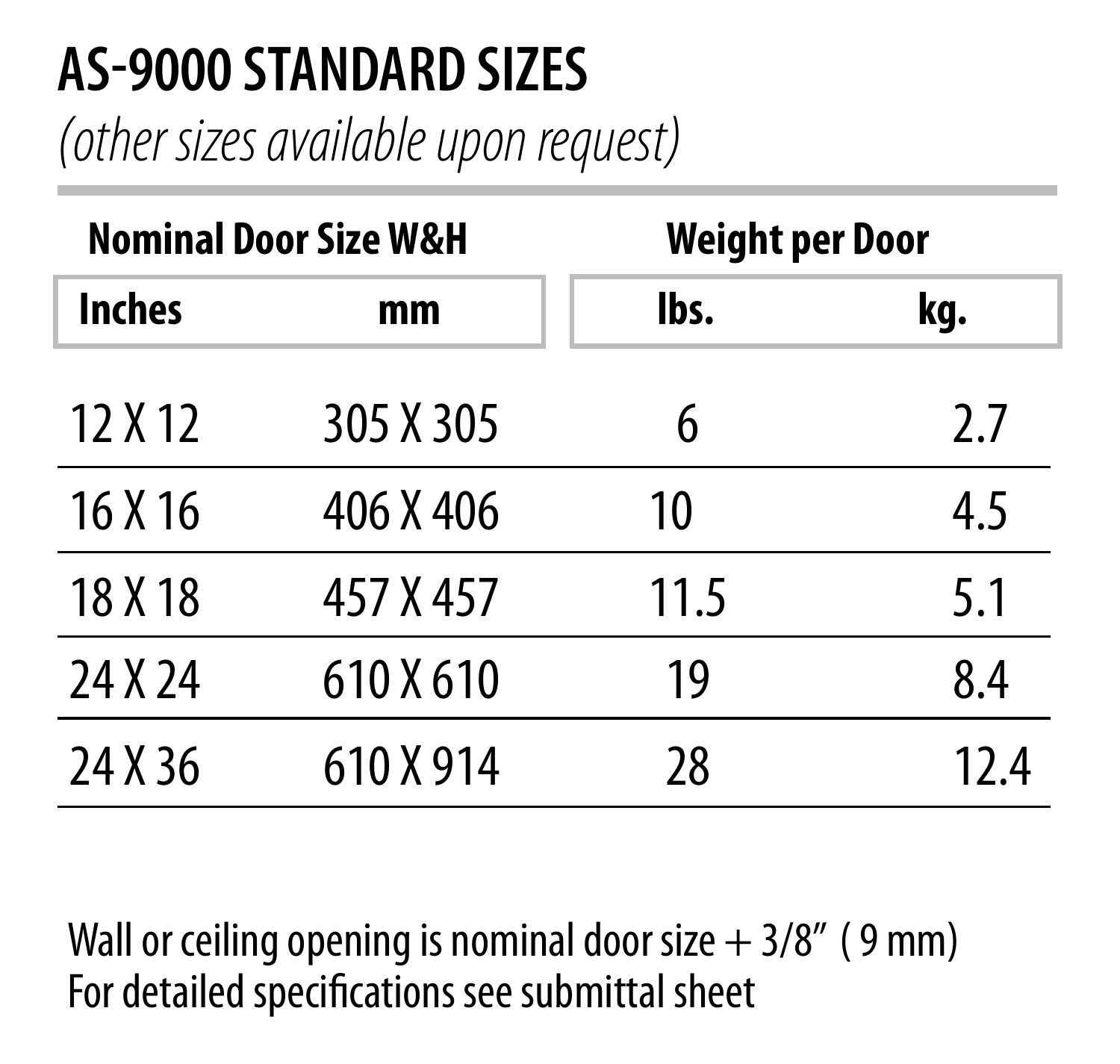# AS-9000 STANDARD SIZES

*(other sizes available upon request)*

| Nominal Door Size W&H | | Weight per Door | |
|---|---|---|---|
| **Inches** | **mm** | **lbs.** | **kg.** |
| 12 X 12 | 305 X 305 | 6 | 2.7 |
| 16 X 16 | 406 X 406 | 10 | 4.5 |
| 18 X 18 | 457 X 457 | 11.5 | 5.1 |
| 24 X 24 | 610 X 610 | 19 | 8.4 |
| 24 X 36 | 610 X 914 | 28 | 12.4 |

Wall or ceiling opening is nominal door size + 3/8" ( 9 mm)
For detailed specifications see submittal sheet